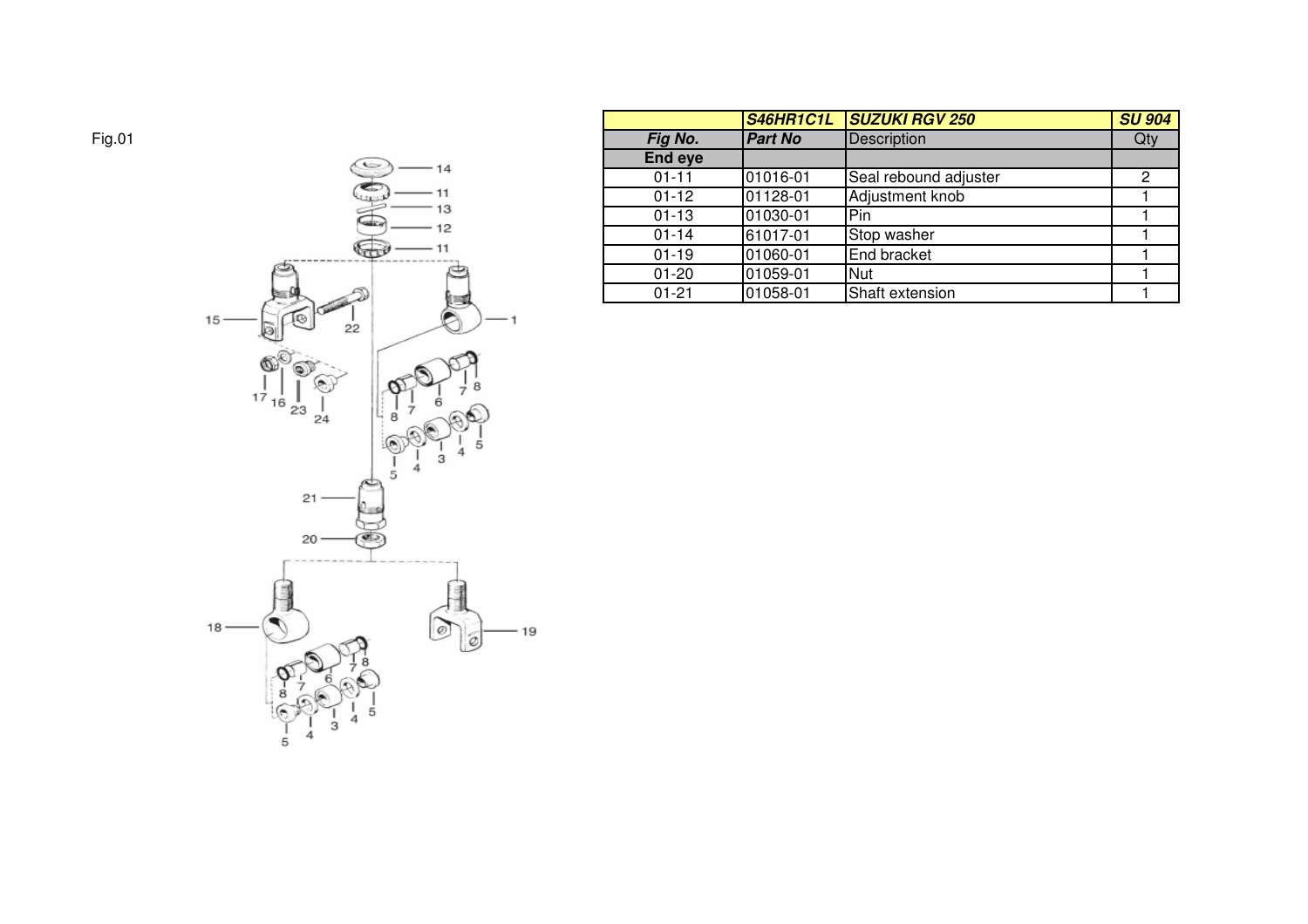Fig.01

| | S46HR1C1L | SUZUKI RGV 250 | SU 904 |
|---|---|---|---|
| **Fig No.** | **Part No** | Description | Qty |
| **End eye** | | | |
| 01-11 | 01016-01 | Seal rebound adjuster | 2 |
| 01-12 | 01128-01 | Adjustment knob | 1 |
| 01-13 | 01030-01 | Pin | 1 |
| 01-14 | 61017-01 | Stop washer | 1 |
| 01-19 | 01060-01 | End bracket | 1 |
| 01-20 | 01059-01 | Nut | 1 |
| 01-21 | 01058-01 | Shaft extension | 1 |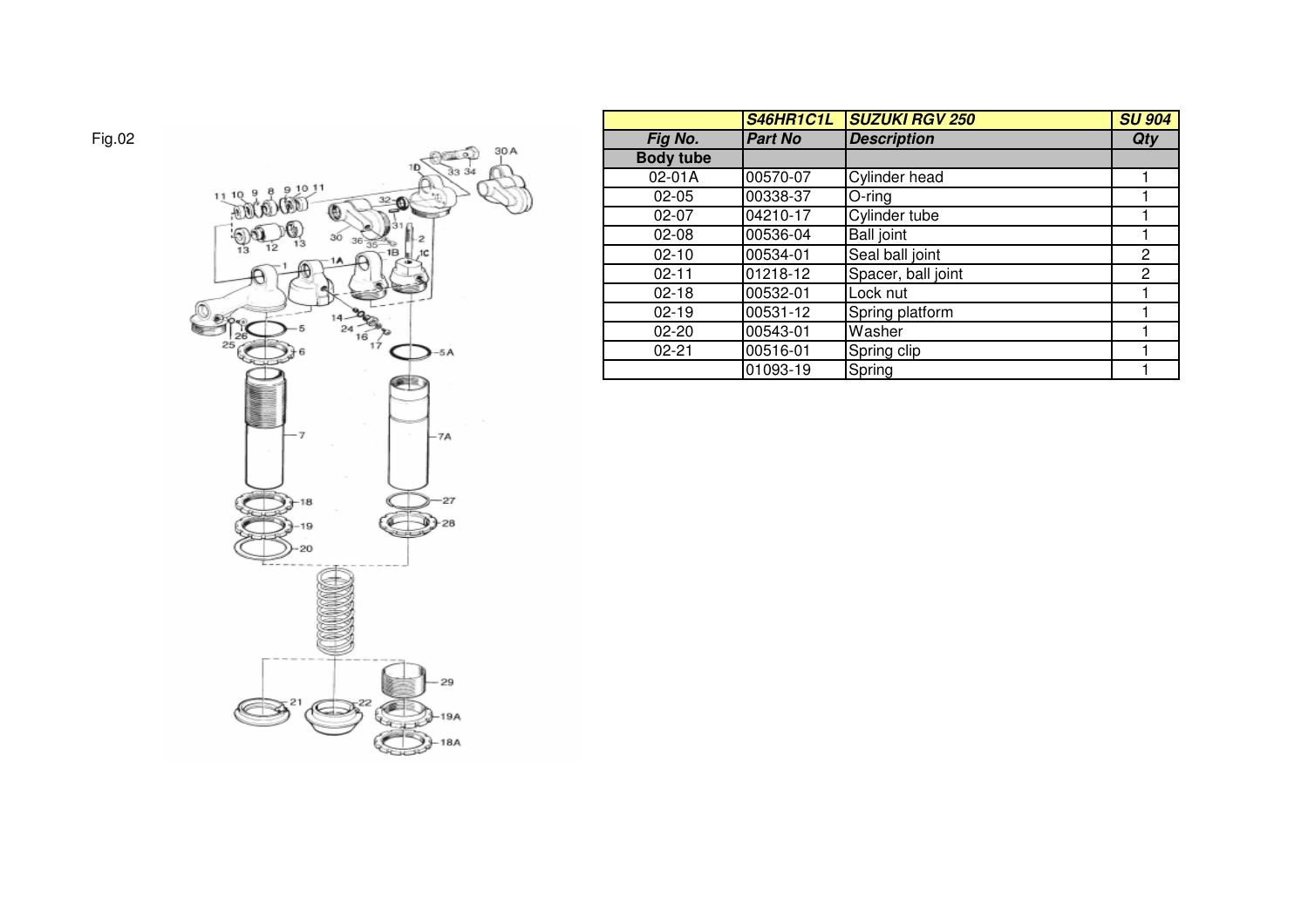Fig.02

| | S46HR1C1L | SUZUKI RGV 250 | SU 904 |
|---|---|---|---|
| Fig No. | Part No | Description | Qty |
| Body tube | | | |
| 02-01A | 00570-07 | Cylinder head | 1 |
| 02-05 | 00338-37 | O-ring | 1 |
| 02-07 | 04210-17 | Cylinder tube | 1 |
| 02-08 | 00536-04 | Ball joint | 1 |
| 02-10 | 00534-01 | Seal ball joint | 2 |
| 02-11 | 01218-12 | Spacer, ball joint | 2 |
| 02-18 | 00532-01 | Lock nut | 1 |
| 02-19 | 00531-12 | Spring platform | 1 |
| 02-20 | 00543-01 | Washer | 1 |
| 02-21 | 00516-01 | Spring clip | 1 |
| | 01093-19 | Spring | 1 |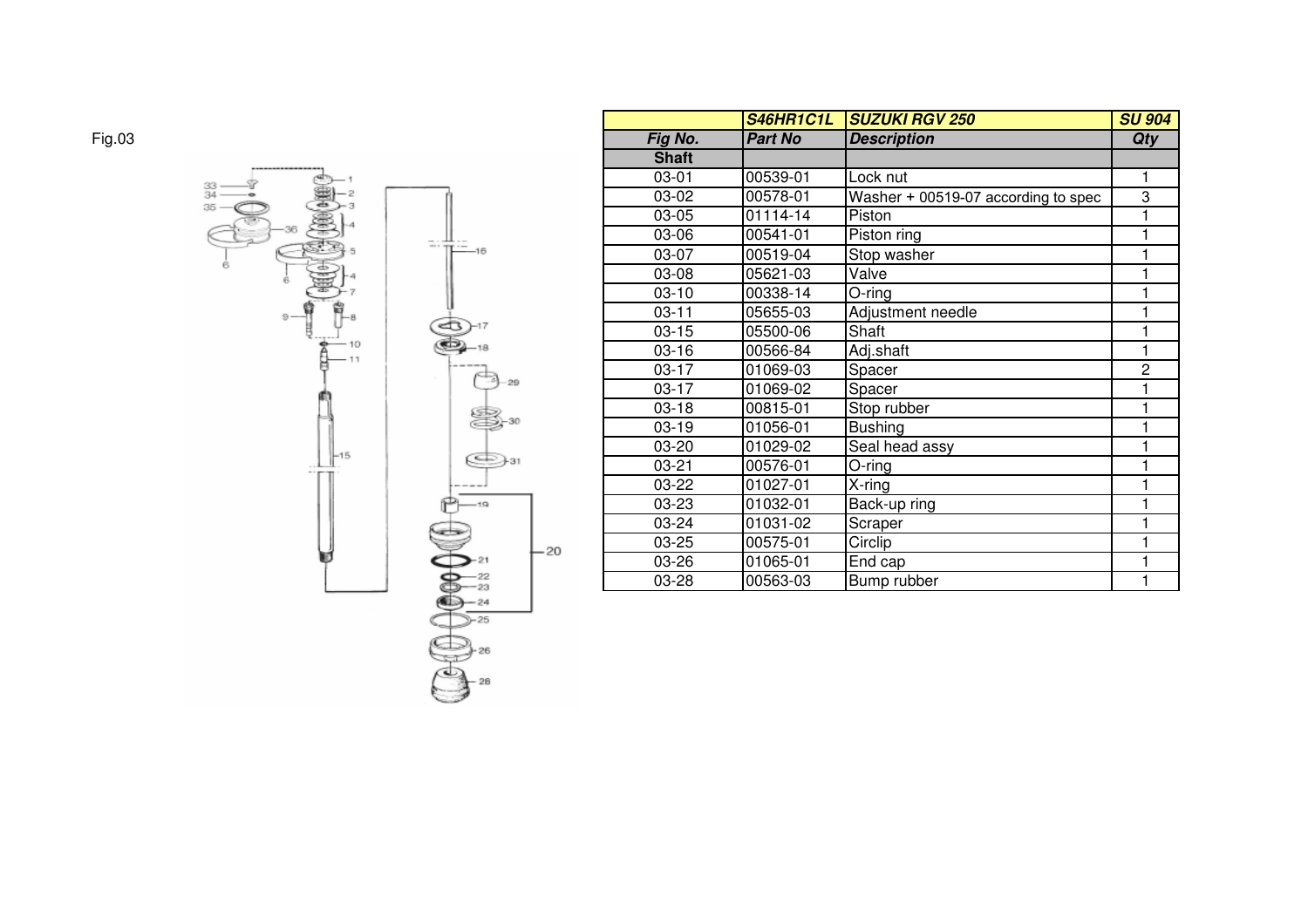Fig.03

| | S46HR1C1L | SUZUKI RGV 250 | SU 904 |
|---|---|---|---|
| **Fig No.** | **Part No** | **Description** | **Qty** |
| **Shaft** | | | |
| 03-01 | 00539-01 | Lock nut | 1 |
| 03-02 | 00578-01 | Washer + 00519-07 according to spec | 3 |
| 03-05 | 01114-14 | Piston | 1 |
| 03-06 | 00541-01 | Piston ring | 1 |
| 03-07 | 00519-04 | Stop washer | 1 |
| 03-08 | 05621-03 | Valve | 1 |
| 03-10 | 00338-14 | O-ring | 1 |
| 03-11 | 05655-03 | Adjustment needle | 1 |
| 03-15 | 05500-06 | Shaft | 1 |
| 03-16 | 00566-84 | Adj.shaft | 1 |
| 03-17 | 01069-03 | Spacer | 2 |
| 03-17 | 01069-02 | Spacer | 1 |
| 03-18 | 00815-01 | Stop rubber | 1 |
| 03-19 | 01056-01 | Bushing | 1 |
| 03-20 | 01029-02 | Seal head assy | 1 |
| 03-21 | 00576-01 | O-ring | 1 |
| 03-22 | 01027-01 | X-ring | 1 |
| 03-23 | 01032-01 | Back-up ring | 1 |
| 03-24 | 01031-02 | Scraper | 1 |
| 03-25 | 00575-01 | Circlip | 1 |
| 03-26 | 01065-01 | End cap | 1 |
| 03-28 | 00563-03 | Bump rubber | 1 |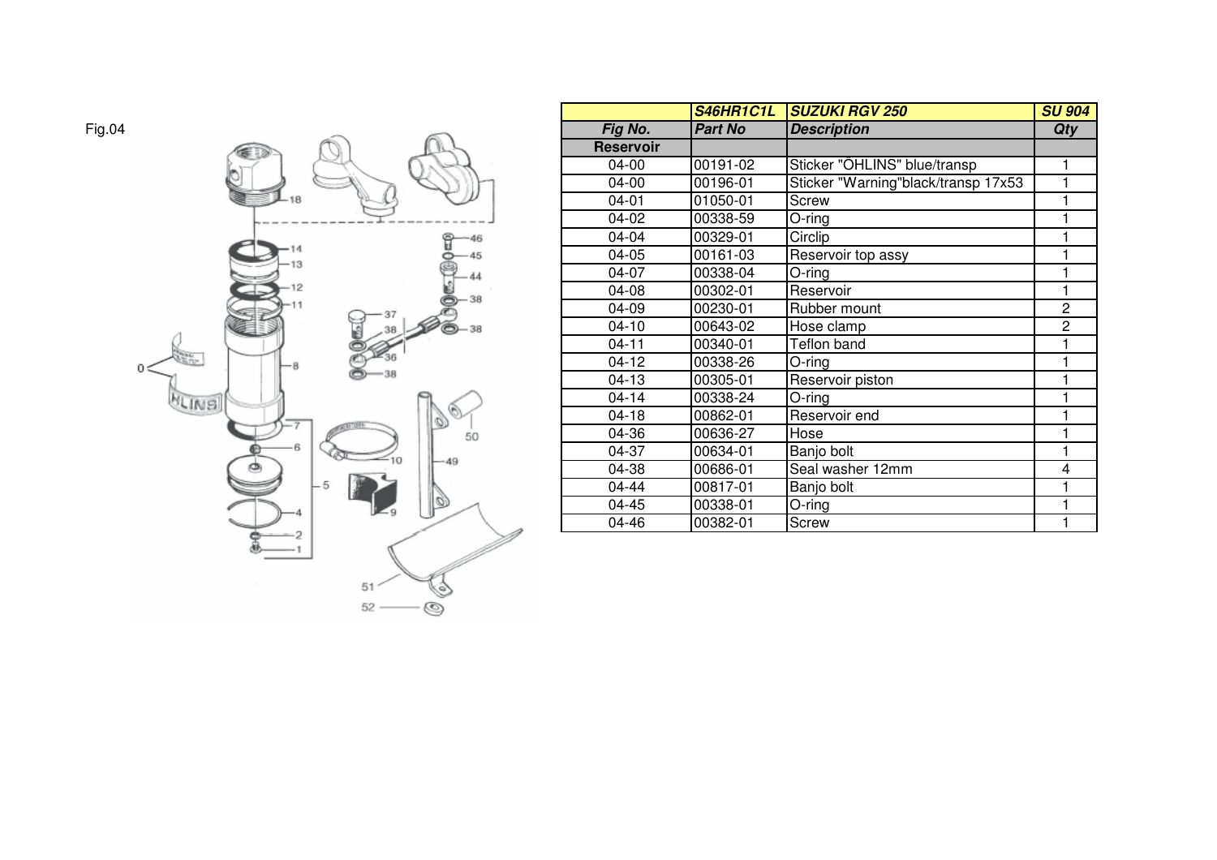Fig.04

| | S46HR1C1L | SUZUKI RGV 250 | SU 904 |
|---|---|---|---|
| Fig No. | Part No | Description | Qty |
| **Reservoir** | | | |
| 04-00 | 00191-02 | Sticker "ÖHLINS" blue/transp | 1 |
| 04-00 | 00196-01 | Sticker "Warning"black/transp 17x53 | 1 |
| 04-01 | 01050-01 | Screw | 1 |
| 04-02 | 00338-59 | O-ring | 1 |
| 04-04 | 00329-01 | Circlip | 1 |
| 04-05 | 00161-03 | Reservoir top assy | 1 |
| 04-07 | 00338-04 | O-ring | 1 |
| 04-08 | 00302-01 | Reservoir | 1 |
| 04-09 | 00230-01 | Rubber mount | 2 |
| 04-10 | 00643-02 | Hose clamp | 2 |
| 04-11 | 00340-01 | Teflon band | 1 |
| 04-12 | 00338-26 | O-ring | 1 |
| 04-13 | 00305-01 | Reservoir piston | 1 |
| 04-14 | 00338-24 | O-ring | 1 |
| 04-18 | 00862-01 | Reservoir end | 1 |
| 04-36 | 00636-27 | Hose | 1 |
| 04-37 | 00634-01 | Banjo bolt | 1 |
| 04-38 | 00686-01 | Seal washer 12mm | 4 |
| 04-44 | 00817-01 | Banjo bolt | 1 |
| 04-45 | 00338-01 | O-ring | 1 |
| 04-46 | 00382-01 | Screw | 1 |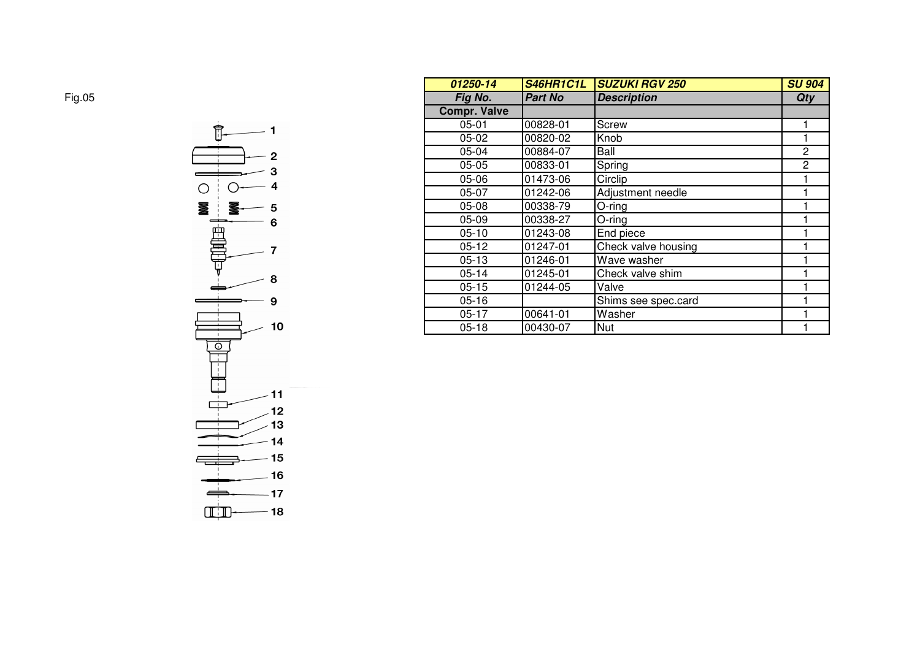Fig.05

1
2
3
4
5
6
7
8
9
10
11
12
13
14
15
16
17
18

| 01250-14 | S46HR1C1L | SUZUKI RGV 250 | SU 904 |
|---|---|---|---|
| **Fig No.** | **Part No** | **Description** | **Qty** |
| **Compr. Valve** | | | |
| 05-01 | 00828-01 | Screw | 1 |
| 05-02 | 00820-02 | Knob | 1 |
| 05-04 | 00884-07 | Ball | 2 |
| 05-05 | 00833-01 | Spring | 2 |
| 05-06 | 01473-06 | Circlip | 1 |
| 05-07 | 01242-06 | Adjustment needle | 1 |
| 05-08 | 00338-79 | O-ring | 1 |
| 05-09 | 00338-27 | O-ring | 1 |
| 05-10 | 01243-08 | End piece | 1 |
| 05-12 | 01247-01 | Check valve housing | 1 |
| 05-13 | 01246-01 | Wave washer | 1 |
| 05-14 | 01245-01 | Check valve shim | 1 |
| 05-15 | 01244-05 | Valve | 1 |
| 05-16 | | Shims see spec.card | 1 |
| 05-17 | 00641-01 | Washer | 1 |
| 05-18 | 00430-07 | Nut | 1 |